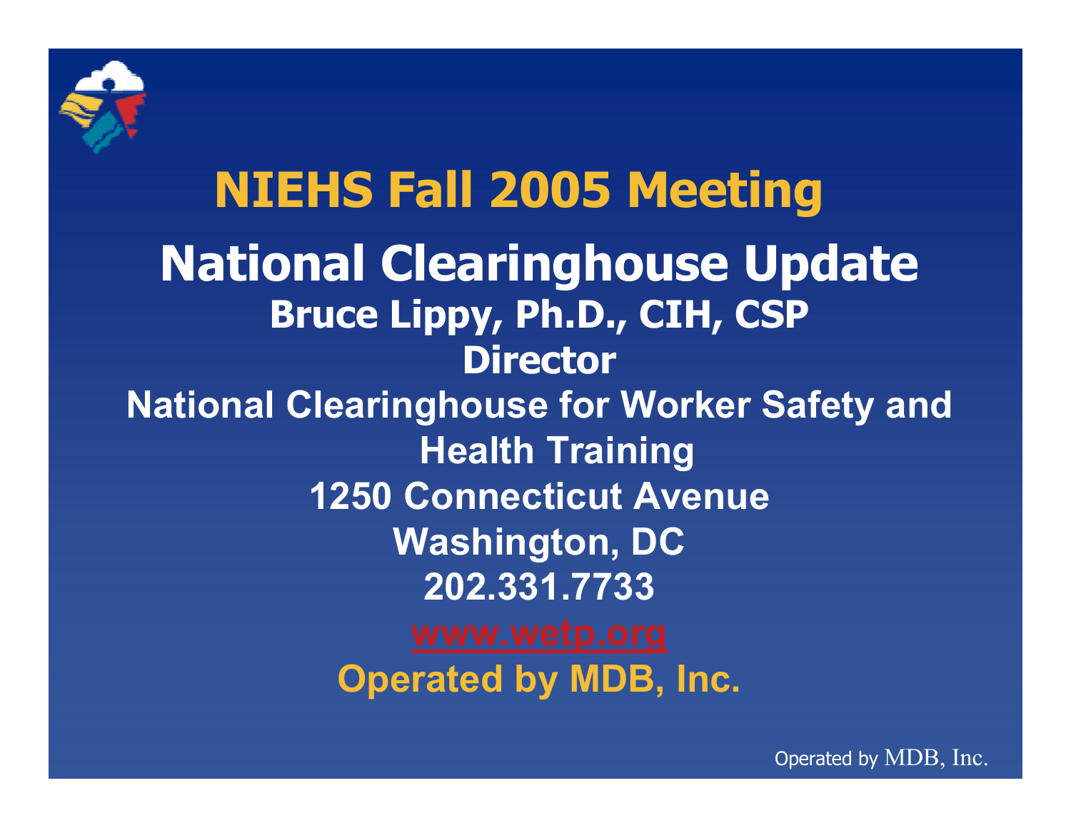# NIEHS Fall 2005 Meeting

## National Clearinghouse Update

**Bruce Lippy, Ph.D., CIH, CSP**

**Director**

**National Clearinghouse for Worker Safety and Health Training**

**1250 Connecticut Avenue**

**Washington, DC**

**202.331.7733**

**www.wetp.org**

**Operated by MDB, Inc.**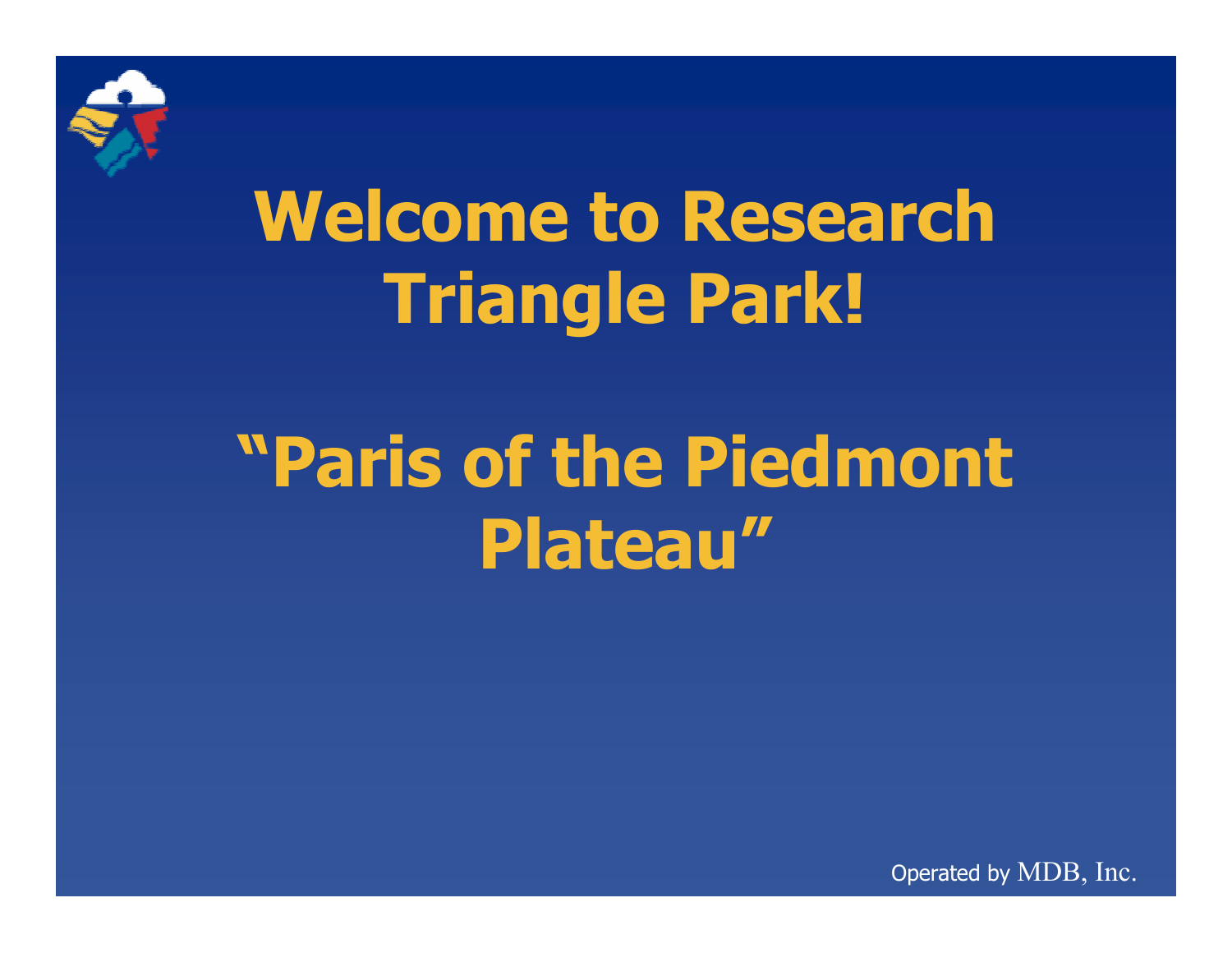# Welcome to Research Triangle Park!

# “Paris of the Piedmont Plateau”

Operated by MDB, Inc.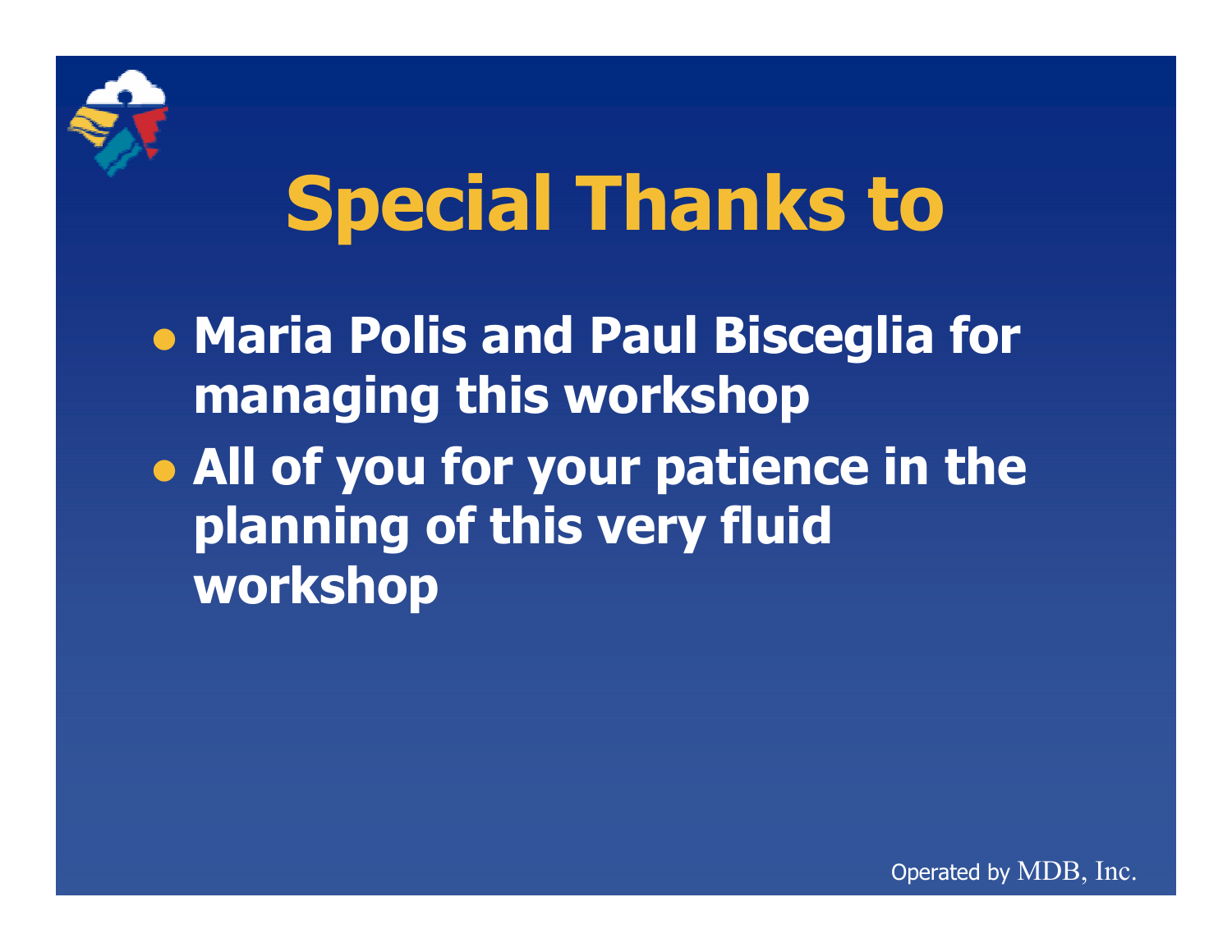# Special Thanks to

- Maria Polis and Paul Bisceglia for managing this workshop
- All of you for your patience in the planning of this very fluid workshop

Operated by MDB, Inc.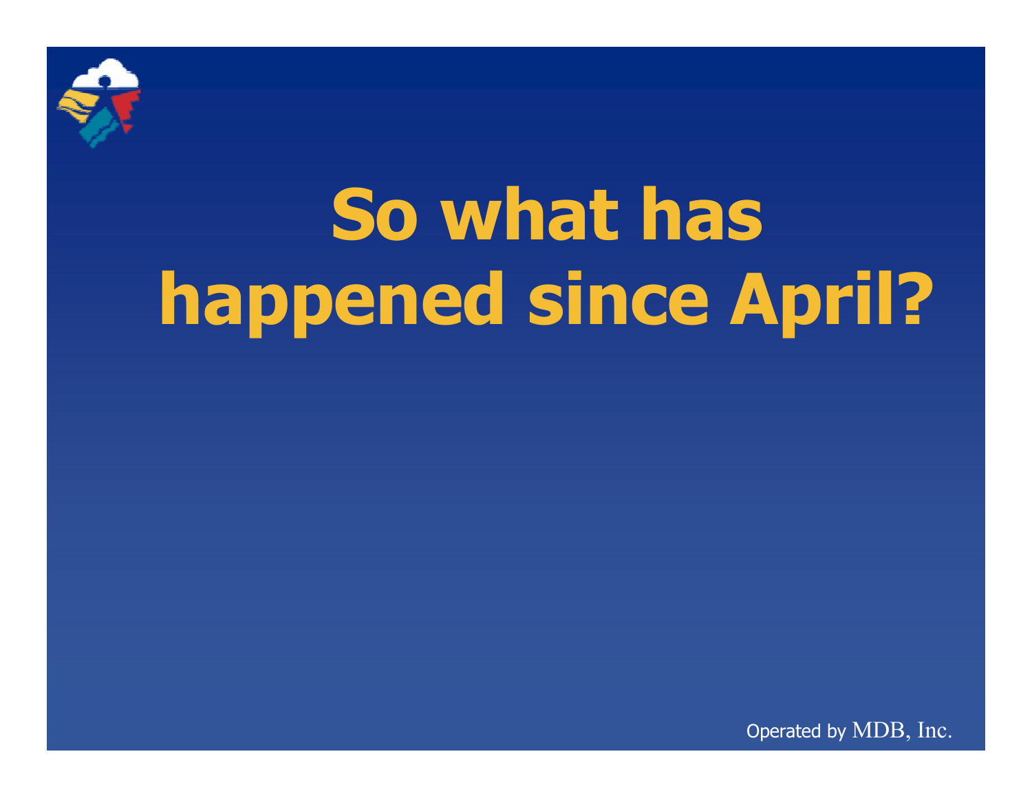# So what has happened since April?

Operated by MDB, Inc.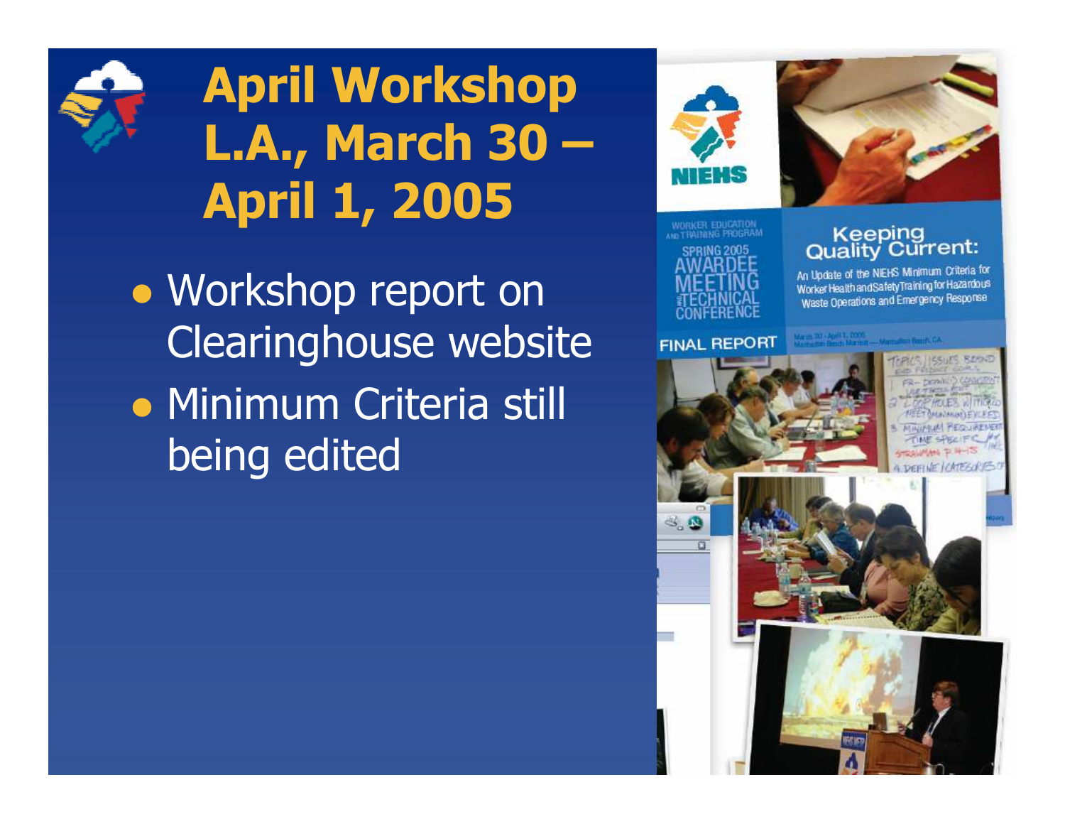# April Workshop L.A., March 30 – April 1, 2005

- Workshop report on Clearinghouse website
- Minimum Criteria still being edited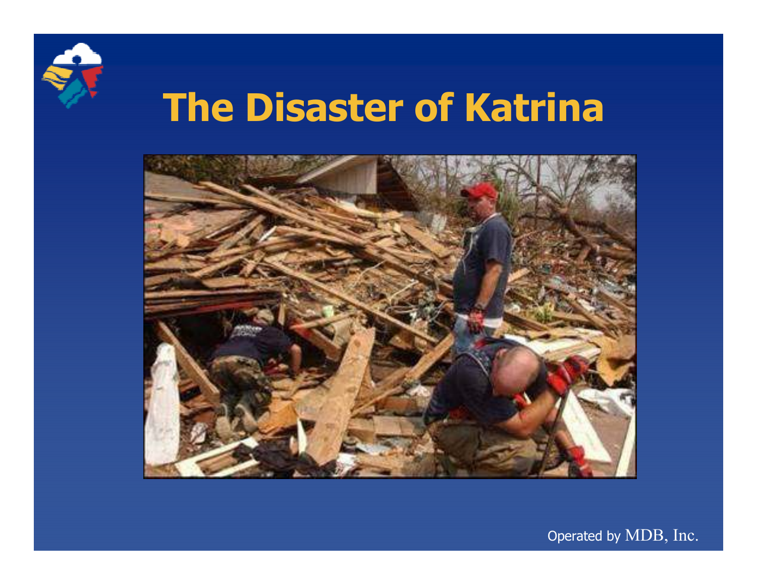# The Disaster of Katrina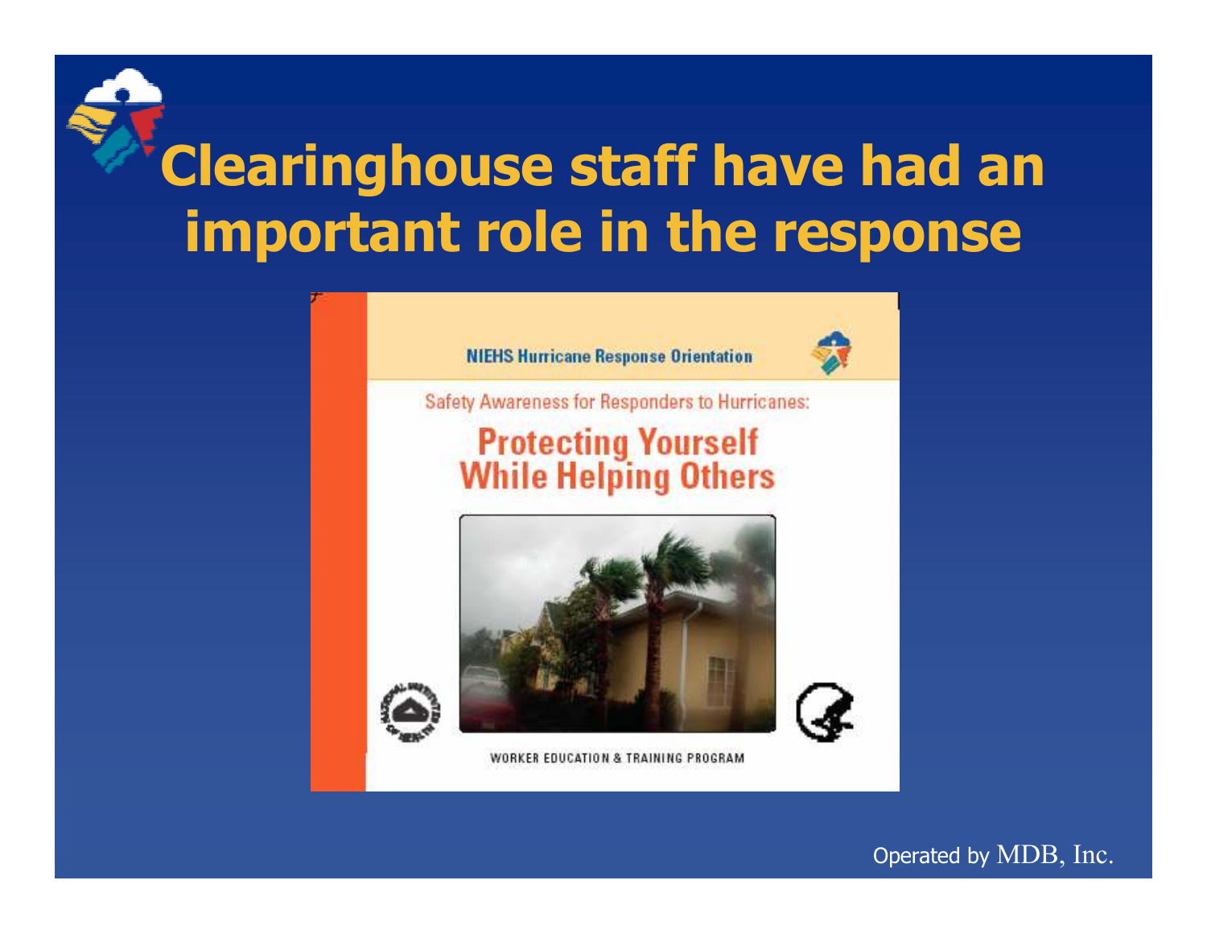# Clearinghouse staff have had an important role in the response

NIEHS Hurricane Response Orientation

Safety Awareness for Responders to Hurricanes:

## Protecting Yourself While Helping Others

WORKER EDUCATION & TRAINING PROGRAM

Operated by MDB, Inc.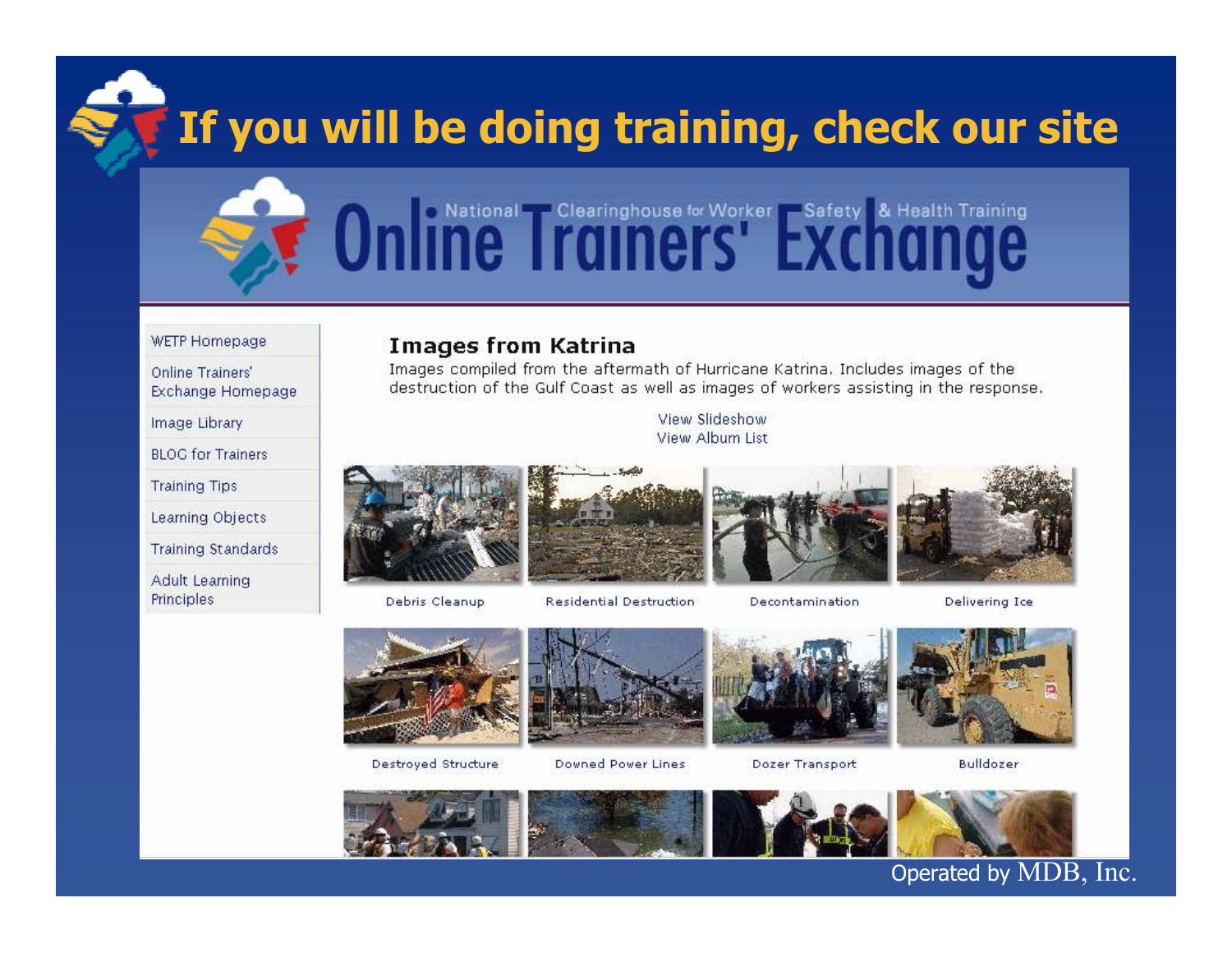# If you will be doing training, check our site

National Clearinghouse for Worker Safety & Health Training

Online Trainers' Exchange

- WETP Homepage
- Online Trainers' Exchange Homepage
- Image Library
- BLOG for Trainers
- Training Tips
- Learning Objects
- Training Standards
- Adult Learning Principles

## Images from Katrina

Images compiled from the aftermath of Hurricane Katrina. Includes images of the destruction of the Gulf Coast as well as images of workers assisting in the response.

View Slideshow
View Album List

Debris Cleanup | Residential Destruction | Decontamination | Delivering Ice

Destroyed Structure | Downed Power Lines | Dozer Transport | Bulldozer

Operated by MDB, Inc.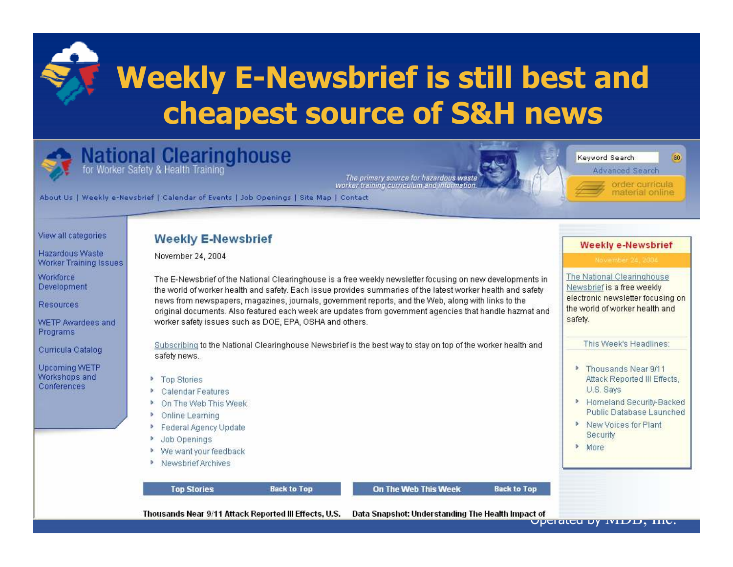# Weekly E-Newsbrief is still best and cheapest source of S&H news

**National Clearinghouse**
for Worker Safety & Health Training

*The primary source for hazardous waste worker training curriculum and information.*

Keyword Search | GO
Advanced Search
order curricula material online

About Us | Weekly e-Newsbrief | Calendar of Events | Job Openings | Site Map | Contact

- View all categories
- Hazardous Waste Worker Training Issues
- Workforce Development
- Resources
- WETP Awardees and Programs
- Curricula Catalog
- Upcoming WETP Workshops and Conferences

## Weekly E-Newsbrief

November 24, 2004

The E-Newsbrief of the National Clearinghouse is a free weekly newsletter focusing on new developments in the world of worker health and safety. Each issue provides summaries of the latest worker health and safety news from newspapers, magazines, journals, government reports, and the Web, along with links to the original documents. Also featured each week are updates from government agencies that handle hazmat and worker safety issues such as DOE, EPA, OSHA and others.

Subscribing to the National Clearinghouse Newsbrief is the best way to stay on top of the worker health and safety news.

- Top Stories
- Calendar Features
- On The Web This Week
- Online Learning
- Federal Agency Update
- Job Openings
- We want your feedback
- Newsbrief Archives

**Top Stories** | **Back to Top**

**Thousands Near 9/11 Attack Reported Ill Effects, U.S.**

**On The Web This Week** | **Back to Top**

**Data Snapshot: Understanding The Health Impact of**

**Weekly e-Newsbrief**

November 24, 2004

The National Clearinghouse Newsbrief is a free weekly electronic newsletter focusing on the world of worker health and safety.

This Week's Headlines:

- Thousands Near 9/11 Attack Reported Ill Effects, U.S. Says
- Homeland Security-Backed Public Database Launched
- New Voices for Plant Security
- More

Operated by MDB, Inc.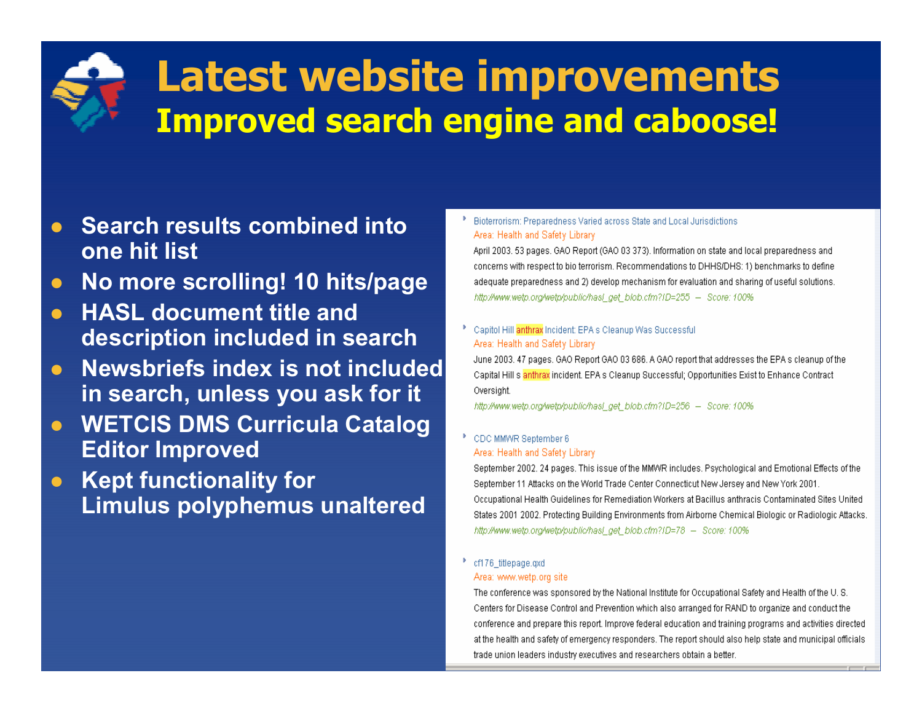# Latest website improvements

## Improved search engine and caboose!

- Search results combined into one hit list
- No more scrolling! 10 hits/page
- HASL document title and description included in search
- Newsbriefs index is not included in search, unless you ask for it
- WETCIS DMS Curricula Catalog Editor Improved
- Kept functionality for Limulus polyphemus unaltered

Bioterrorism: Preparedness Varied across State and Local Jurisdictions
Area: Health and Safety Library
April 2003. 53 pages. GAO Report (GAO 03 373). Information on state and local preparedness and concerns with respect to bio terrorism. Recommendations to DHHS/DHS: 1) benchmarks to define adequate preparedness and 2) develop mechanism for evaluation and sharing of useful solutions.
http://www.wetp.org/wetp/public/hasl_get_blob.cfm?ID=255 – Score: 100%

Capitol Hill anthrax Incident: EPA s Cleanup Was Successful
Area: Health and Safety Library
June 2003. 47 pages. GAO Report GAO 03 686. A GAO report that addresses the EPA s cleanup of the Capital Hill s anthrax incident. EPA s Cleanup Successful; Opportunities Exist to Enhance Contract Oversight.
http://www.wetp.org/wetp/public/hasl_get_blob.cfm?ID=256 – Score: 100%

CDC MMWR September 6
Area: Health and Safety Library
September 2002. 24 pages. This issue of the MMWR includes. Psychological and Emotional Effects of the September 11 Attacks on the World Trade Center Connecticut New Jersey and New York 2001. Occupational Health Guidelines for Remediation Workers at Bacillus anthracis Contaminated Sites United States 2001 2002. Protecting Building Environments from Airborne Chemical Biologic or Radiologic Attacks.
http://www.wetp.org/wetp/public/hasl_get_blob.cfm?ID=78 – Score: 100%

cf176_titlepage.qxd
Area: www.wetp.org site
The conference was sponsored by the National Institute for Occupational Safety and Health of the U. S. Centers for Disease Control and Prevention which also arranged for RAND to organize and conduct the conference and prepare this report. Improve federal education and training programs and activities directed at the health and safety of emergency responders. The report should also help state and municipal officials trade union leaders industry executives and researchers obtain a better.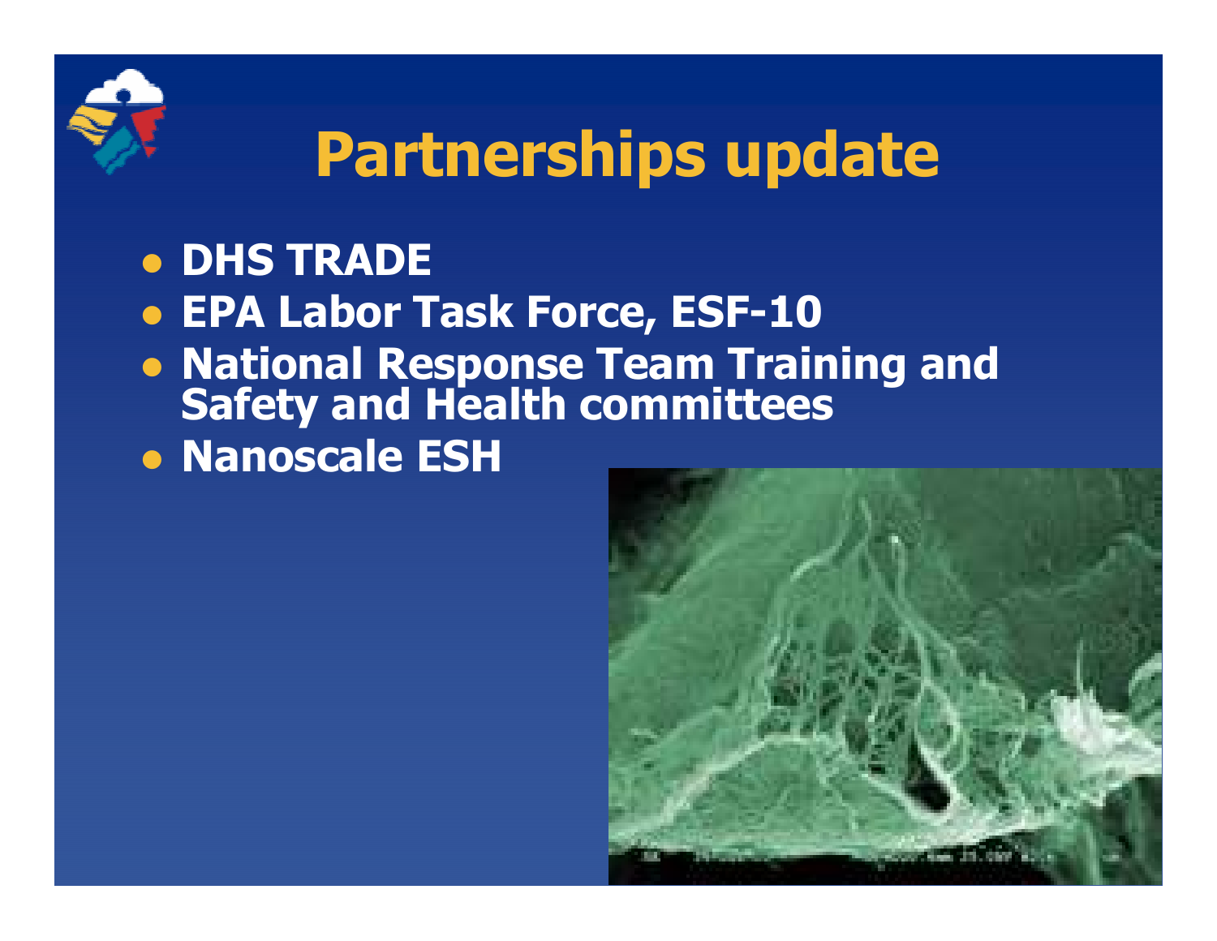# Partnerships update

- DHS TRADE
- EPA Labor Task Force, ESF-10
- National Response Team Training and Safety and Health committees
- Nanoscale ESH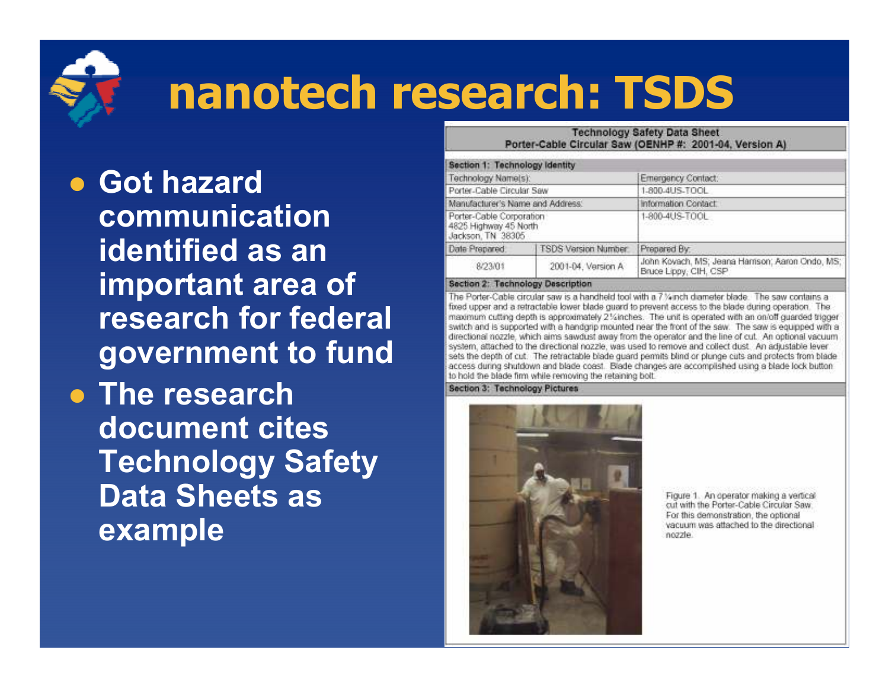# nanotech research: TSDS

- Got hazard communication identified as an important area of research for federal government to fund
- The research document cites Technology Safety Data Sheets as example

**Technology Safety Data Sheet**
**Porter-Cable Circular Saw (OENHP #: 2001-04, Version A)**

| Section 1: Technology Identity | | |
|---|---|---|
| Technology Name(s): | | Emergency Contact: |
| Porter-Cable Circular Saw | | 1-800-4US-TOOL |
| Manufacturer's Name and Address: | | Information Contact: |
| Porter-Cable Corporation 4825 Highway 45 North Jackson, TN 38305 | | 1-800-4US-TOOL |
| Date Prepared: | TSDS Version Number: | Prepared By: |
| 8/23/01 | 2001-04, Version A | John Kovach, MS; Jeana Harrison; Aaron Ondo, MS; Bruce Lippy, CIH, CSP |

**Section 2: Technology Description**

The Porter-Cable circular saw is a handheld tool with a 7 ¼-inch diameter blade. The saw contains a fixed upper and a retractable lower blade guard to prevent access to the blade during operation. The maximum cutting depth is approximately 2 ¼ inches. The unit is operated with an on/off guarded trigger switch and is supported with a handgrip mounted near the front of the saw. The saw is equipped with a directional nozzle, which aims sawdust away from the operator and the line of cut. An optional vacuum system, attached to the directional nozzle, was used to remove and collect dust. An adjustable lever sets the depth of cut. The retractable blade guard permits blind or plunge cuts and protects from blade access during shutdown and blade coast. Blade changes are accomplished using a blade lock button to hold the blade firm while removing the retaining bolt.

**Section 3: Technology Pictures**

Figure 1. An operator making a vertical cut with the Porter-Cable Circular Saw. For this demonstration, the optional vacuum was attached to the directional nozzle.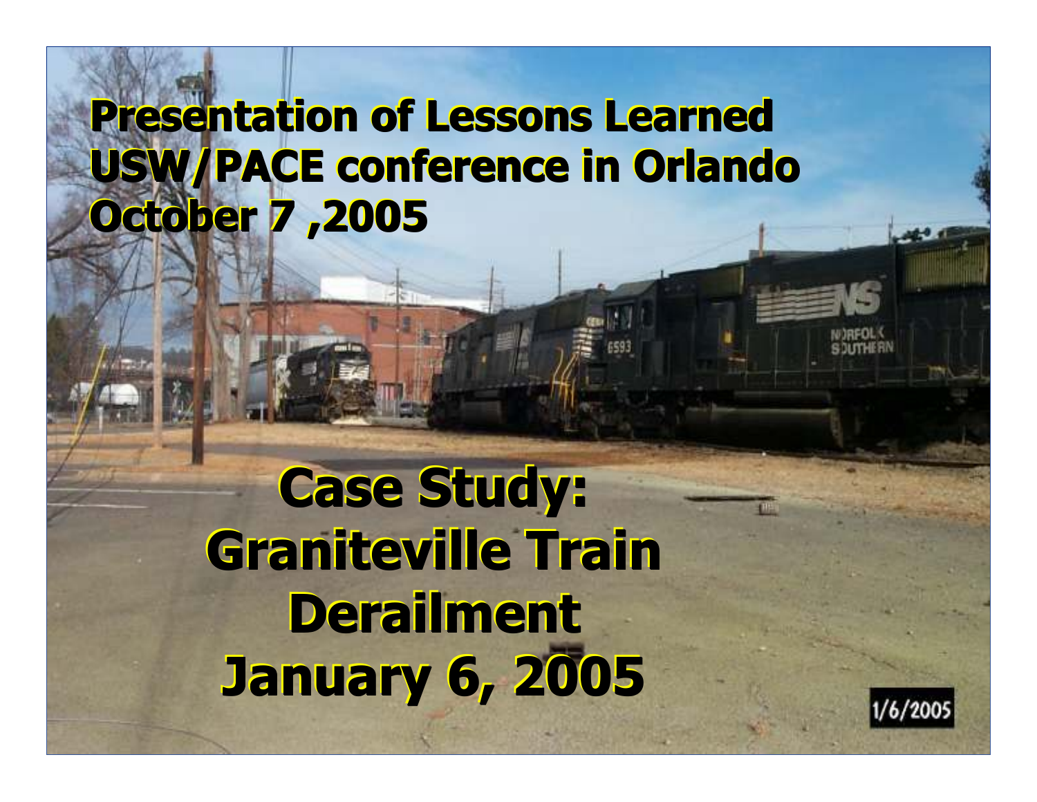# Presentation of Lessons Learned USW/PACE conference in Orlando October 7 ,2005

## Case Study: Graniteville Train Derailment January 6, 2005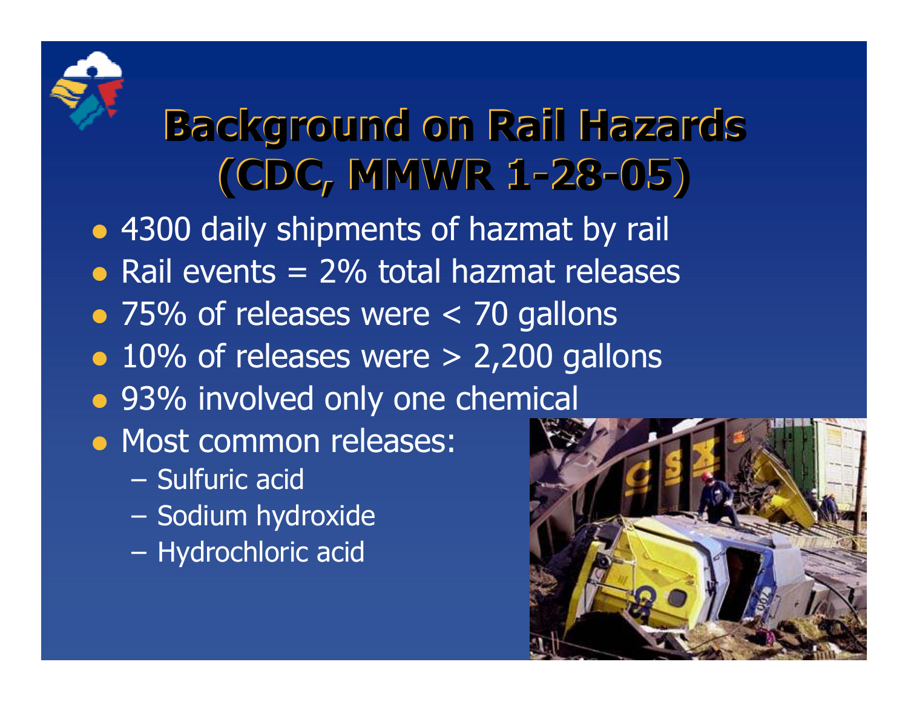# Background on Rail Hazards (CDC, MMWR 1-28-05)

- 4300 daily shipments of hazmat by rail
- Rail events = 2% total hazmat releases
- 75% of releases were < 70 gallons
- 10% of releases were > 2,200 gallons
- 93% involved only one chemical
- Most common releases:
  - Sulfuric acid
  - Sodium hydroxide
  - Hydrochloric acid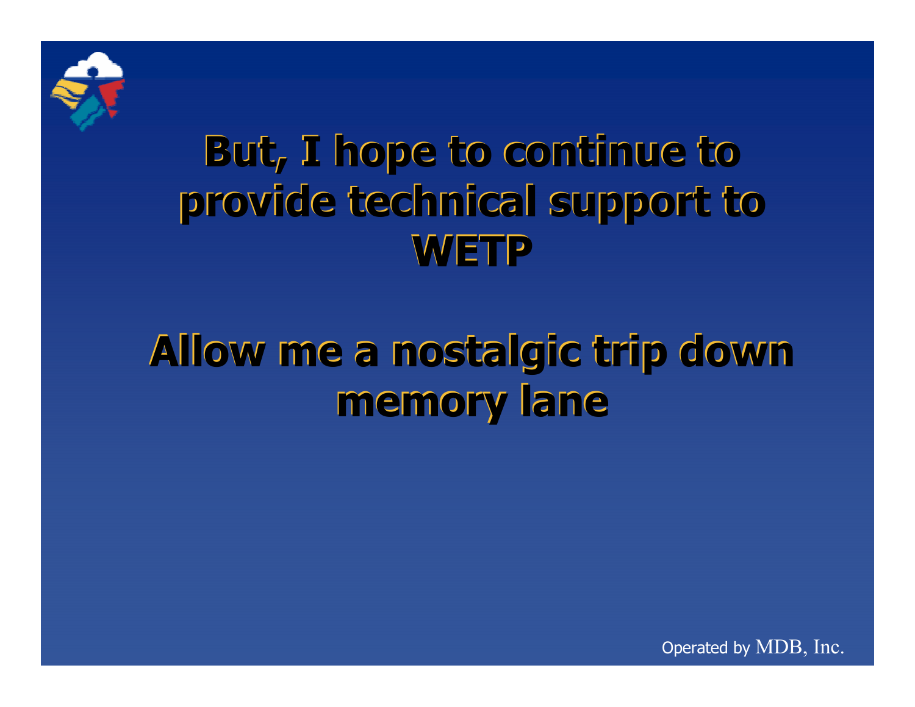# But, I hope to continue to provide technical support to WETP

# Allow me a nostalgic trip down memory lane

Operated by MDB, Inc.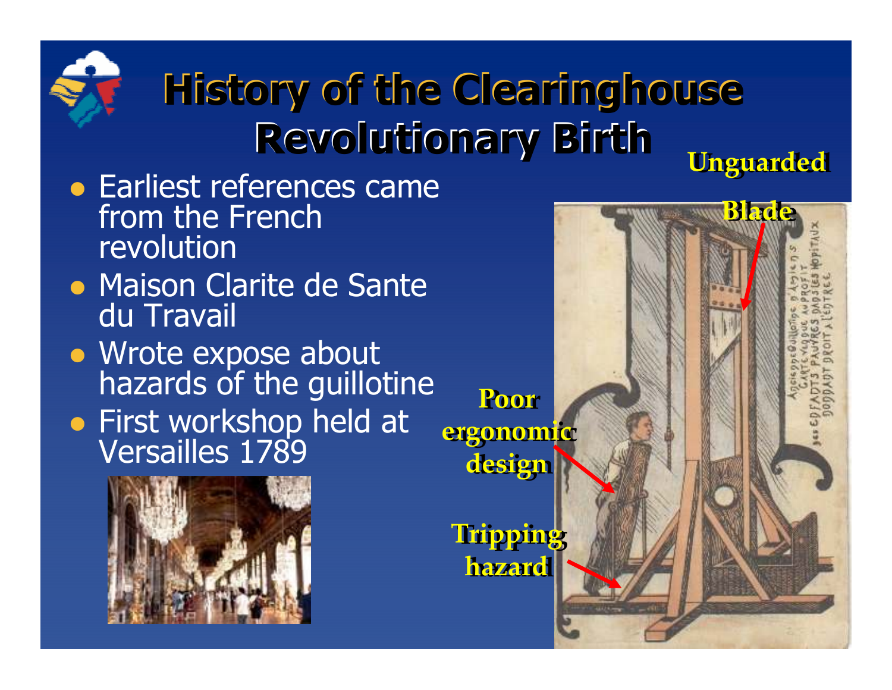# History of the Clearinghouse
## Revolutionary Birth

- Earliest references came from the French revolution
- Maison Clarite de Sante du Travail
- Wrote expose about hazards of the guillotine
- First workshop held at Versailles 1789

Unguarded Blade

Poor ergonomic design

Tripping hazard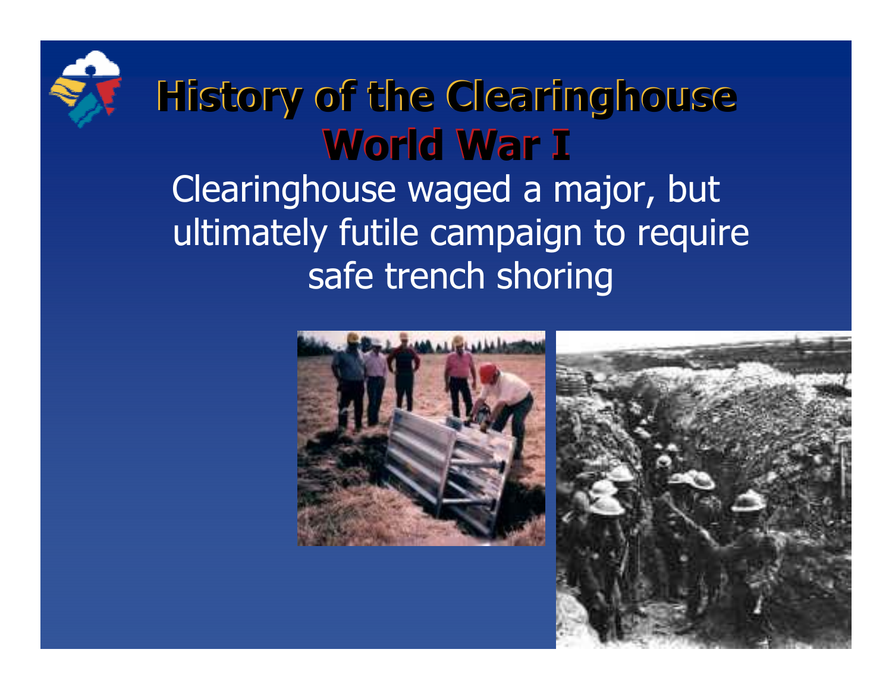# History of the Clearinghouse
## World War I

Clearinghouse waged a major, but ultimately futile campaign to require safe trench shoring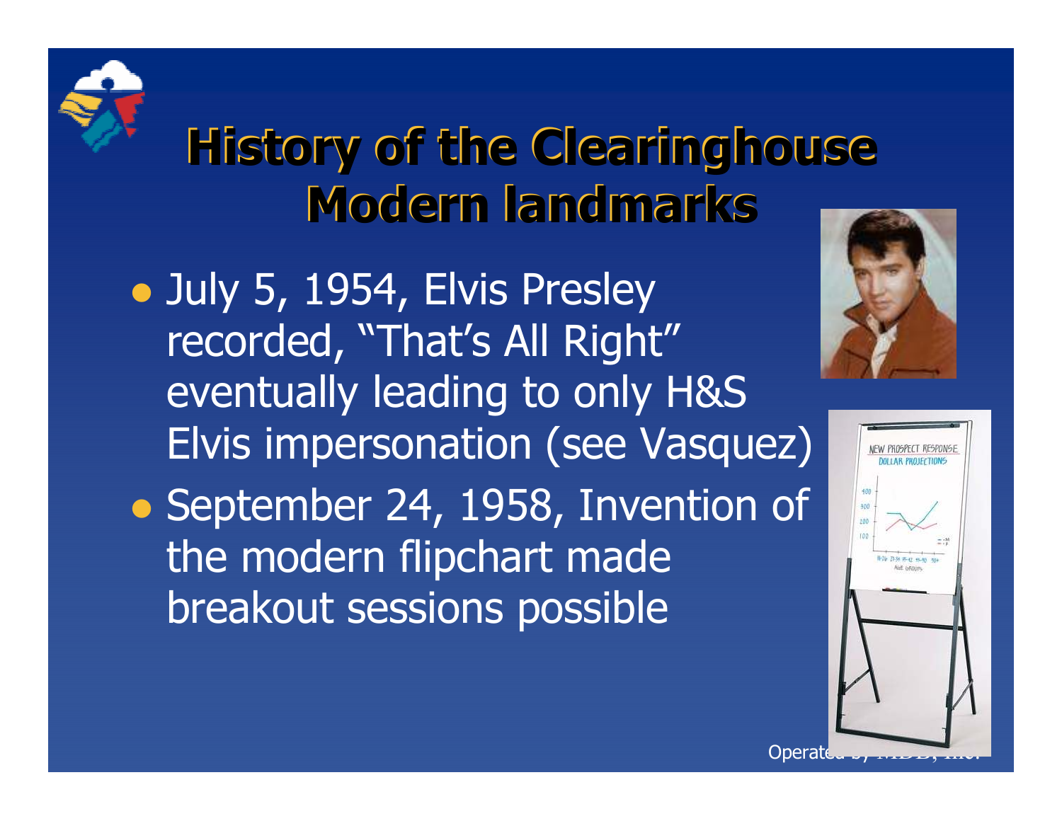# History of the Clearinghouse Modern landmarks

- July 5, 1954, Elvis Presley recorded, "That's All Right" eventually leading to only H&S Elvis impersonation (see Vasquez)
- September 24, 1958, Invention of the modern flipchart made breakout sessions possible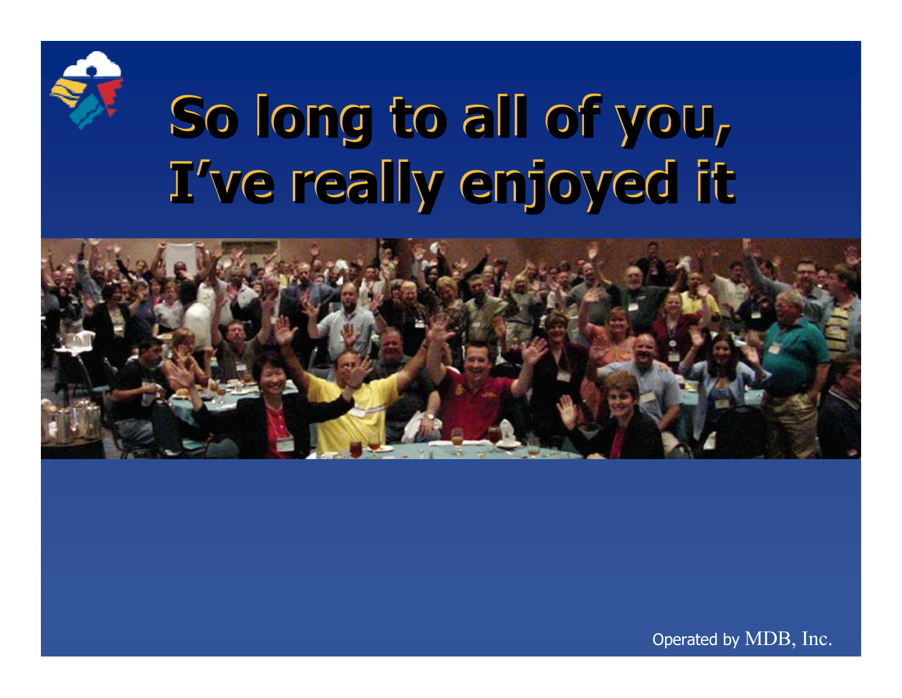# So long to all of you, I've really enjoyed it

Operated by MDB, Inc.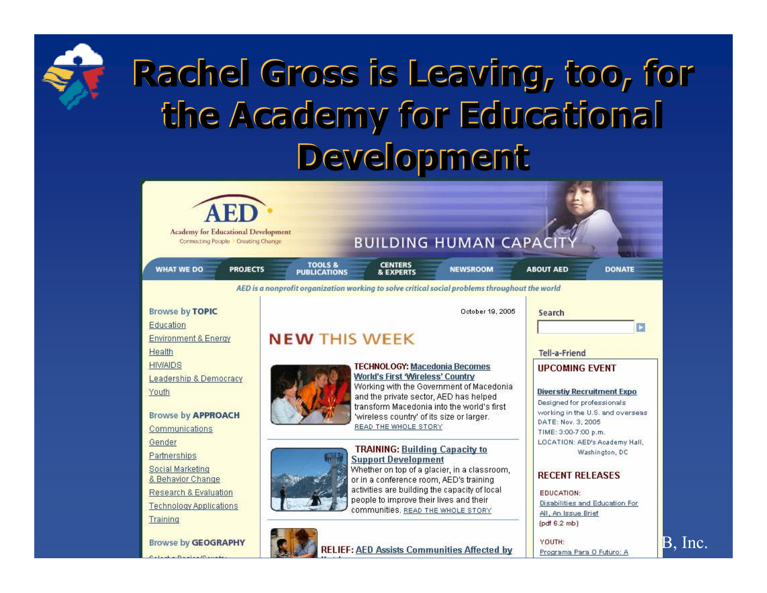# Rachel Gross is Leaving, too, for the Academy for Educational Development

AED
Academy for Educational Development
Connecting People · Creating Change

BUILDING HUMAN CAPACITY

WHAT WE DO | PROJECTS | TOOLS & PUBLICATIONS | CENTERS & EXPERTS | NEWSROOM | ABOUT AED | DONATE

*AED is a nonprofit organization working to solve critical social problems throughout the world*

**Browse by TOPIC**
- Education
- Environment & Energy
- Health
- HIV/AIDS
- Leadership & Democracy
- Youth

**Browse by APPROACH**
- Communications
- Gender
- Partnerships
- Social Marketing & Behavior Change
- Research & Evaluation
- Technology Applications
- Training

**Browse by GEOGRAPHY**

October 19, 2005

## NEW THIS WEEK

**TECHNOLOGY:** Macedonia Becomes World's First 'Wireless' Country
Working with the Government of Macedonia and the private sector, AED has helped transform Macedonia into the world's first 'wireless country' of its size or larger.
READ THE WHOLE STORY

**TRAINING:** Building Capacity to Support Development
Whether on top of a glacier, in a classroom, or in a conference room, AED's training activities are building the capacity of local people to improve their lives and their communities. READ THE WHOLE STORY

**RELIEF:** AED Assists Communities Affected by

Search

Tell-a-Friend

**UPCOMING EVENT**

Diverstiy Recruitment Expo
Designed for professionals working in the U.S. and overseas
DATE: Nov. 3, 2005
TIME: 3:00-7:00 p.m.
LOCATION: AED's Academy Hall, Washington, DC

**RECENT RELEASES**

EDUCATION:
Disabilities and Education For All, An Issue Brief
(pdf 6.2 mb)

YOUTH:
Programa Para O Futuro: A

B, Inc.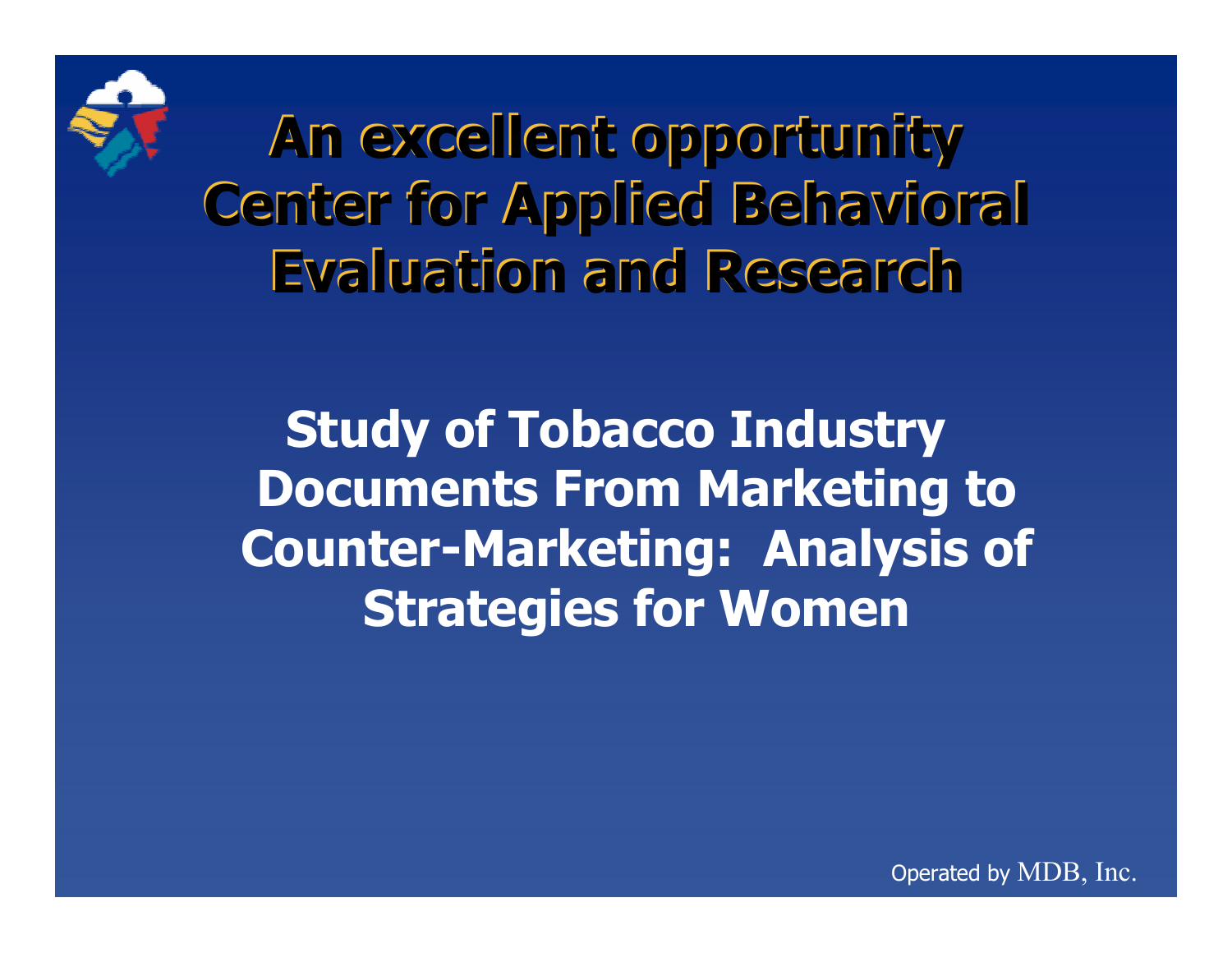# An excellent opportunity Center for Applied Behavioral Evaluation and Research

**Study of Tobacco Industry Documents From Marketing to Counter-Marketing: Analysis of Strategies for Women**

Operated by MDB, Inc.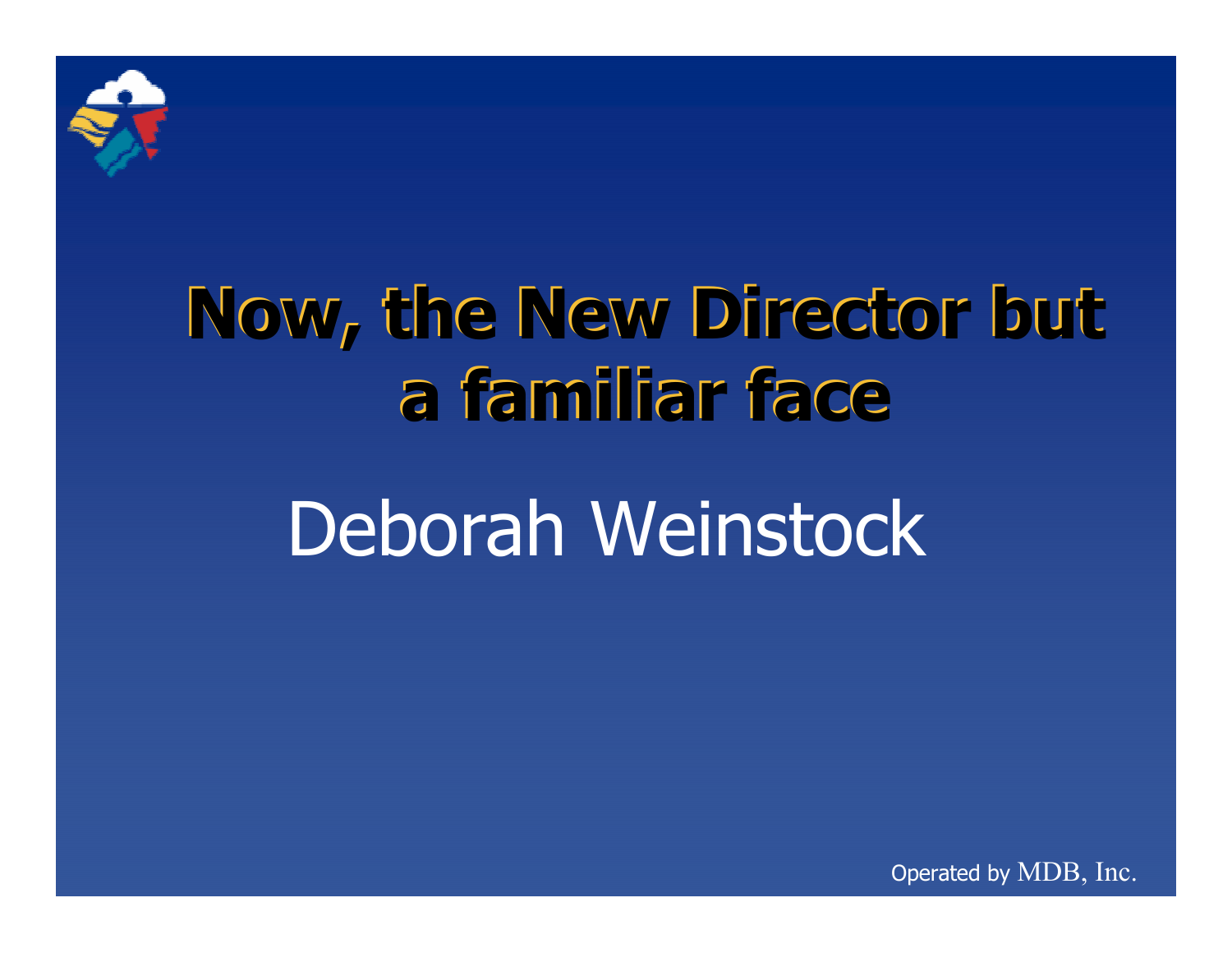# Now, the New Director but a familiar face

Deborah Weinstock

Operated by MDB, Inc.